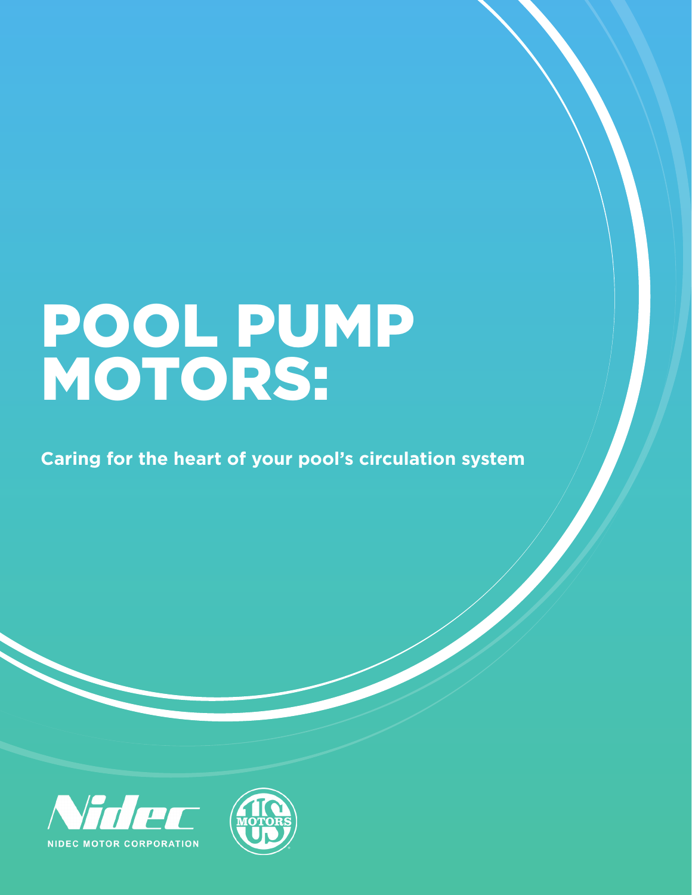# POOL PUMP MOTORS:

**Caring for the heart of your pool's circulation system**

NIDEC MOTOR CORPORATION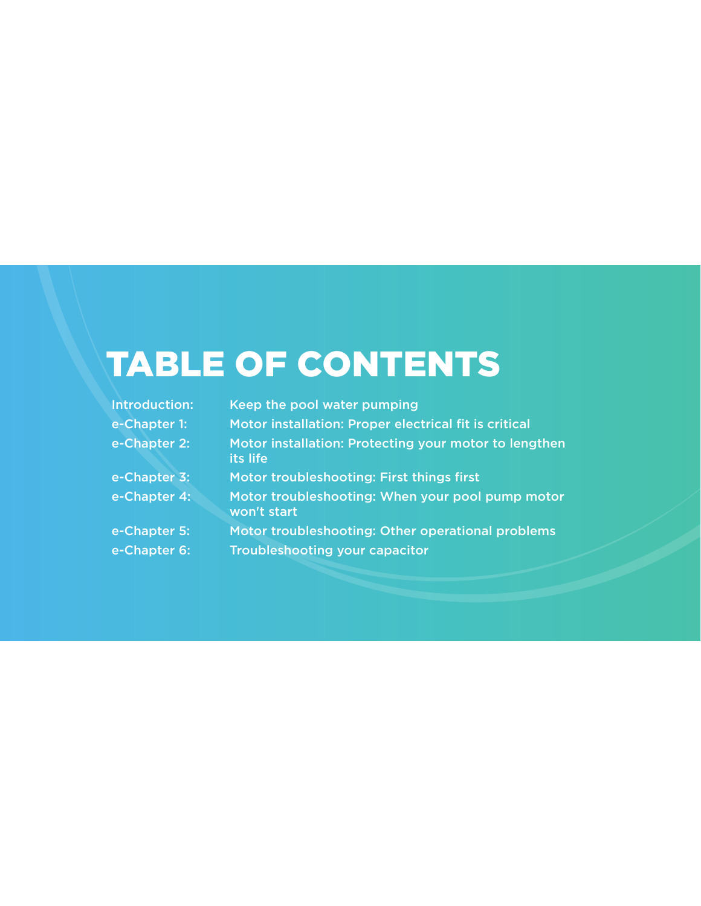# TABLE OF CONTENTS

| | |
|---|---|
| Introduction: | Keep the pool water pumping |
| e-Chapter 1: | Motor installation: Proper electrical fit is critical |
| e-Chapter 2: | Motor installation: Protecting your motor to lengthen its life |
| e-Chapter 3: | Motor troubleshooting: First things first |
| e-Chapter 4: | Motor troubleshooting: When your pool pump motor won't start |
| e-Chapter 5: | Motor troubleshooting: Other operational problems |
| e-Chapter 6: | Troubleshooting your capacitor |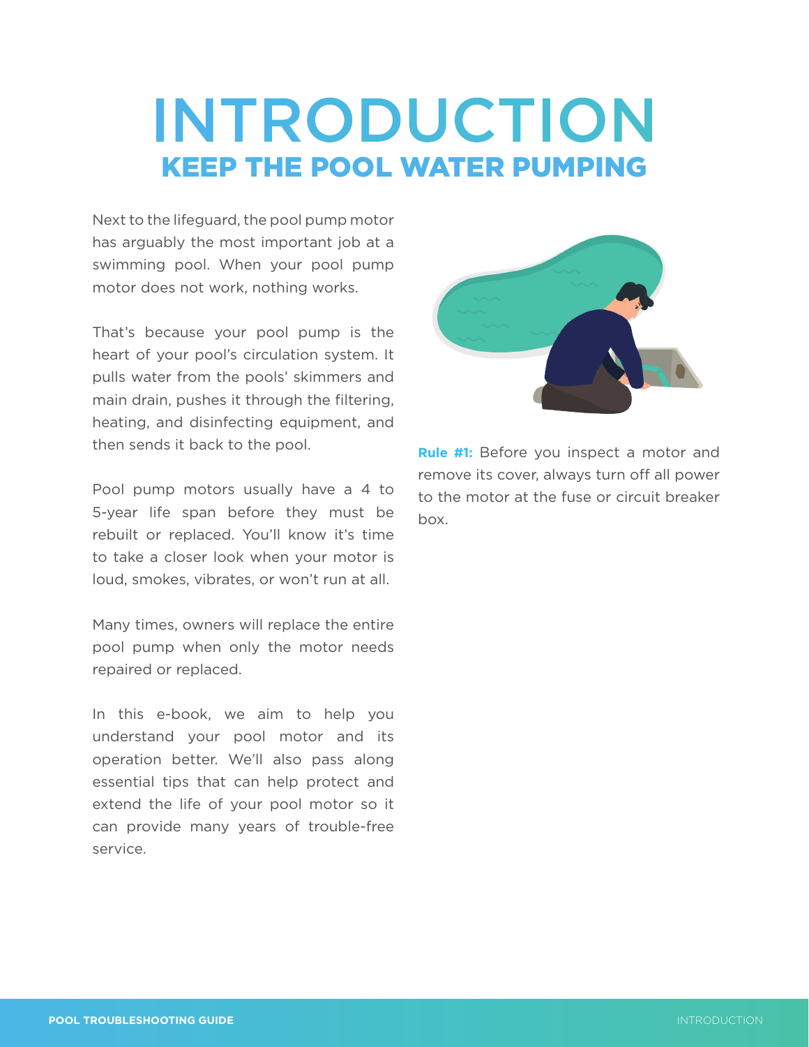# INTRODUCTION

## KEEP THE POOL WATER PUMPING

Next to the lifeguard, the pool pump motor has arguably the most important job at a swimming pool. When your pool pump motor does not work, nothing works.

That's because your pool pump is the heart of your pool's circulation system. It pulls water from the pools' skimmers and main drain, pushes it through the filtering, heating, and disinfecting equipment, and then sends it back to the pool.

Pool pump motors usually have a 4 to 5-year life span before they must be rebuilt or replaced. You'll know it's time to take a closer look when your motor is loud, smokes, vibrates, or won't run at all.

Many times, owners will replace the entire pool pump when only the motor needs repaired or replaced.

In this e-book, we aim to help you understand your pool motor and its operation better. We'll also pass along essential tips that can help protect and extend the life of your pool motor so it can provide many years of trouble-free service.

**Rule #1:** Before you inspect a motor and remove its cover, always turn off all power to the motor at the fuse or circuit breaker box.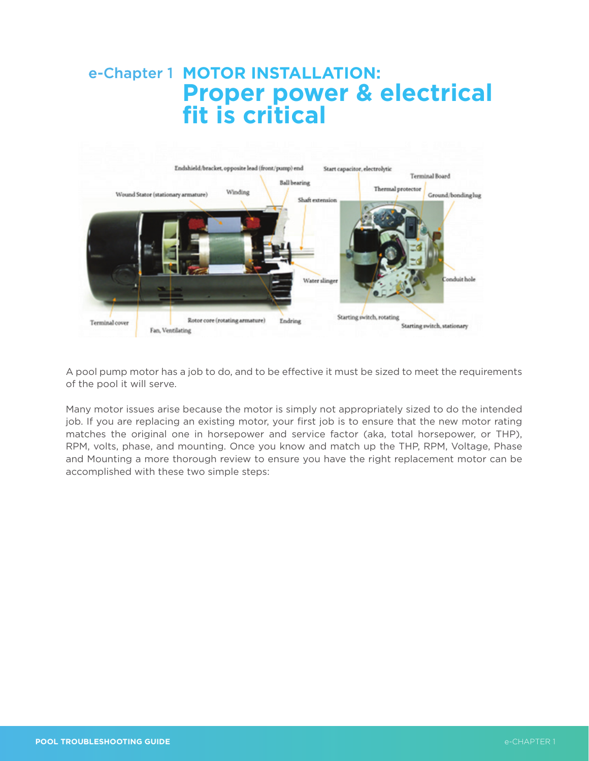# e-Chapter 1 MOTOR INSTALLATION: Proper power & electrical fit is critical

A pool pump motor has a job to do, and to be effective it must be sized to meet the requirements of the pool it will serve.

Many motor issues arise because the motor is simply not appropriately sized to do the intended job. If you are replacing an existing motor, your first job is to ensure that the new motor rating matches the original one in horsepower and service factor (aka, total horsepower, or THP), RPM, volts, phase, and mounting. Once you know and match up the THP, RPM, Voltage, Phase and Mounting a more thorough review to ensure you have the right replacement motor can be accomplished with these two simple steps: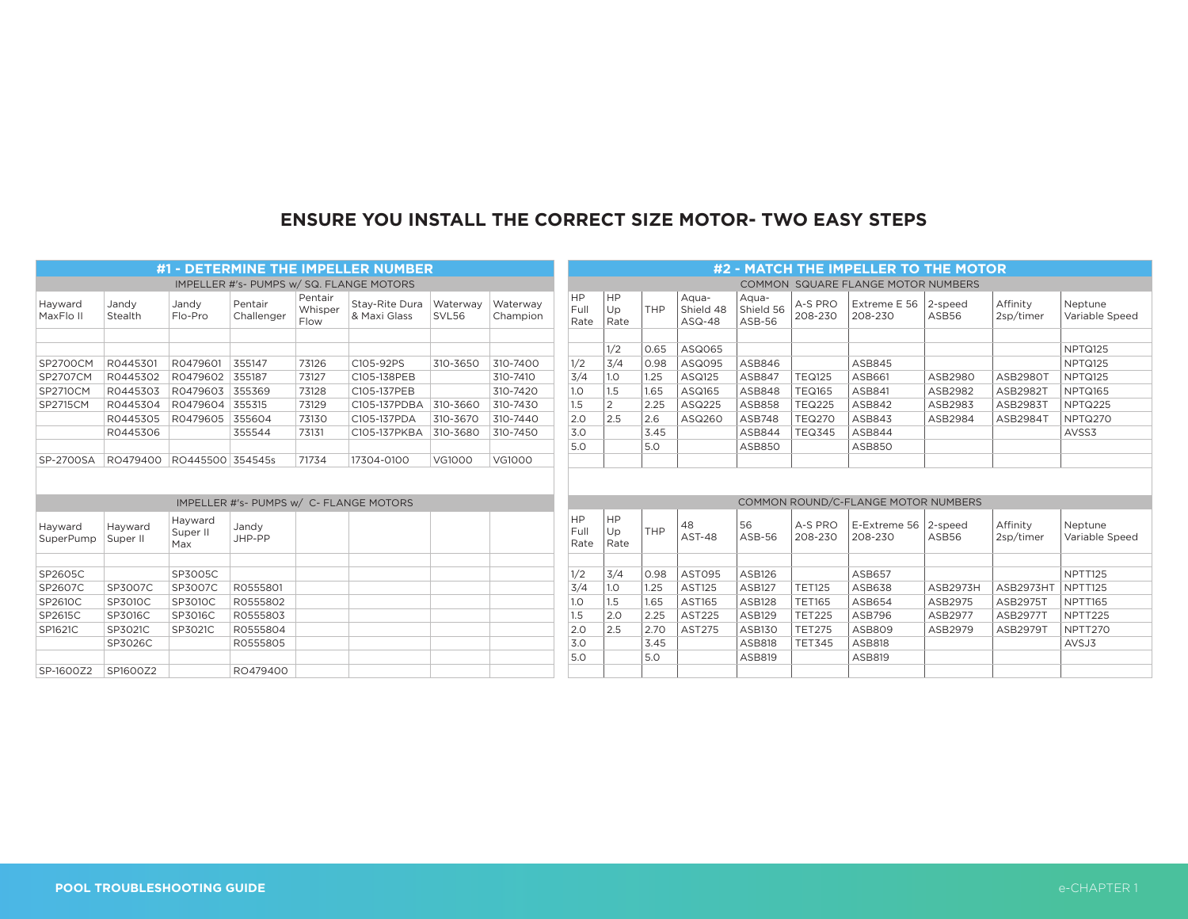## ENSURE YOU INSTALL THE CORRECT SIZE MOTOR- TWO EASY STEPS

### #1 - DETERMINE THE IMPELLER NUMBER

| IMPELLER #'s- PUMPS w/ SQ. FLANGE MOTORS | | | | | | | |
|---|---|---|---|---|---|---|---|
| Hayward MaxFlo II | Jandy Stealth | Jandy Flo-Pro | Pentair Challenger | Pentair Whisper Flow | Stay-Rite Dura & Maxi Glass | Waterway SVL56 | Waterway Champion |
| | | | | | | | |
| SP2700CM | R0445301 | R0479601 | 355147 | 73126 | C105-92PS | 310-3650 | 310-7400 |
| SP2707CM | R0445302 | R0479602 | 355187 | 73127 | C105-138PEB | | 310-7410 |
| SP2710CM | R0445303 | R0479603 | 355369 | 73128 | C105-137PEB | | 310-7420 |
| SP2715CM | R0445304 | R0479604 | 355315 | 73129 | C105-137PDBA | 310-3660 | 310-7430 |
| | R0445305 | R0479605 | 355604 | 73130 | C105-137PDA | 310-3670 | 310-7440 |
| | R0445306 | | 355544 | 73131 | C105-137PKBA | 310-3680 | 310-7450 |
| | | | | | | | |
| SP-2700SA | RO479400 | RO445500 | 354545s | 71734 | 17304-0100 | VG1000 | VG1000 |

| IMPELLER #'s- PUMPS w/ C- FLANGE MOTORS | | | |
|---|---|---|---|
| Hayward SuperPump | Hayward Super II | Hayward Super II Max | Jandy JHP-PP |
| | | | |
| SP2605C | | SP3005C | |
| SP2607C | SP3007C | SP3007C | R0555801 |
| SP2610C | SP3010C | SP3010C | R0555802 |
| SP2615C | SP3016C | SP3016C | R0555803 |
| SP1621C | SP3021C | SP3021C | R0555804 |
| | SP3026C | | R0555805 |
| | | | |
| SP-1600Z2 | SP1600Z2 | | RO479400 |

### #2 - MATCH THE IMPELLER TO THE MOTOR

| COMMON SQUARE FLANGE MOTOR NUMBERS | | | | | | | | | |
|---|---|---|---|---|---|---|---|---|---|
| HP Full Rate | HP Up Rate | THP | Aqua-Shield 48 ASQ-48 | Aqua-Shield 56 ASB-56 | A-S PRO 208-230 | Extreme E 56 208-230 | 2-speed ASB56 | Affinity 2sp/timer | Neptune Variable Speed |
| | | | | | | | | | |
| | 1/2 | 0.65 | ASQ065 | | | | | | NPTQ125 |
| 1/2 | 3/4 | 0.98 | ASQ095 | ASB846 | | ASB845 | | | NPTQ125 |
| 3/4 | 1.0 | 1.25 | ASQ125 | ASB847 | TEQ125 | ASB661 | ASB2980 | ASB2980T | NPTQ125 |
| 1.0 | 1.5 | 1.65 | ASQ165 | ASB848 | TEQ165 | ASB841 | ASB2982 | ASB2982T | NPTQ165 |
| 1.5 | 2 | 2.25 | ASQ225 | ASB858 | TEQ225 | ASB842 | ASB2983 | ASB2983T | NPTQ225 |
| 2.0 | 2.5 | 2.6 | ASQ260 | ASB748 | TEQ270 | ASB843 | ASB2984 | ASB2984T | NPTQ270 |
| 3.0 | | 3.45 | | ASB844 | TEQ345 | ASB844 | | | AVSS3 |
| 5.0 | | 5.0 | | ASB850 | | ASB850 | | | |

| COMMON ROUND/C-FLANGE MOTOR NUMBERS | | | | | | | | | |
|---|---|---|---|---|---|---|---|---|---|
| HP Full Rate | HP Up Rate | THP | 48 AST-48 | 56 ASB-56 | A-S PRO 208-230 | E-Extreme 56 208-230 | 2-speed ASB56 | Affinity 2sp/timer | Neptune Variable Speed |
| | | | | | | | | | |
| 1/2 | 3/4 | 0.98 | AST095 | ASB126 | | ASB657 | | | NPTT125 |
| 3/4 | 1.0 | 1.25 | AST125 | ASB127 | TET125 | ASB638 | ASB2973H | ASB2973HT | NPTT125 |
| 1.0 | 1.5 | 1.65 | AST165 | ASB128 | TET165 | ASB654 | ASB2975 | ASB2975T | NPTT165 |
| 1.5 | 2.0 | 2.25 | AST225 | ASB129 | TET225 | ASB796 | ASB2977 | ASB2977T | NPTT225 |
| 2.0 | 2.5 | 2.70 | AST275 | ASB130 | TET275 | ASB809 | ASB2979 | ASB2979T | NPTT270 |
| 3.0 | | 3.45 | | ASB818 | TET345 | ASB818 | | | AVSJ3 |
| 5.0 | | 5.0 | | ASB819 | | ASB819 | | | |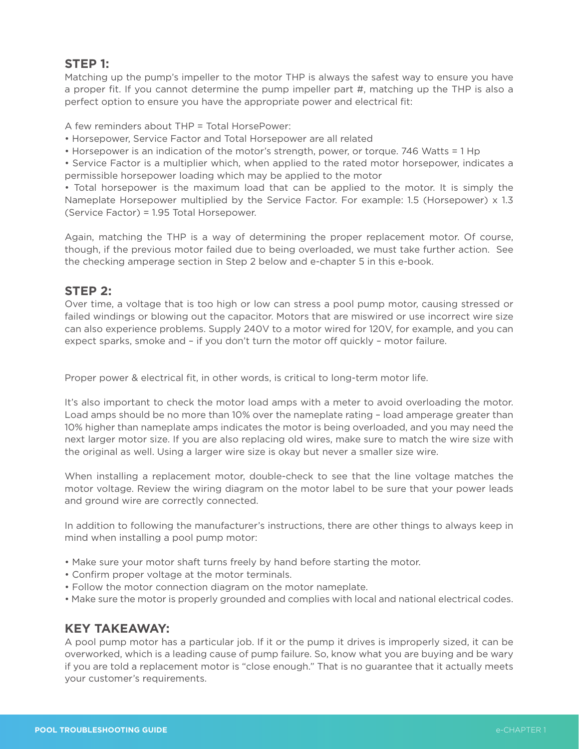## STEP 1:

Matching up the pump's impeller to the motor THP is always the safest way to ensure you have a proper fit. If you cannot determine the pump impeller part #, matching up the THP is also a perfect option to ensure you have the appropriate power and electrical fit:

A few reminders about THP = Total HorsePower:

- Horsepower, Service Factor and Total Horsepower are all related
- Horsepower is an indication of the motor's strength, power, or torque. 746 Watts = 1 Hp
- Service Factor is a multiplier which, when applied to the rated motor horsepower, indicates a permissible horsepower loading which may be applied to the motor
- Total horsepower is the maximum load that can be applied to the motor. It is simply the Nameplate Horsepower multiplied by the Service Factor. For example: 1.5 (Horsepower) x 1.3 (Service Factor) = 1.95 Total Horsepower.

Again, matching the THP is a way of determining the proper replacement motor. Of course, though, if the previous motor failed due to being overloaded, we must take further action. See the checking amperage section in Step 2 below and e-chapter 5 in this e-book.

## STEP 2:

Over time, a voltage that is too high or low can stress a pool pump motor, causing stressed or failed windings or blowing out the capacitor. Motors that are miswired or use incorrect wire size can also experience problems. Supply 240V to a motor wired for 120V, for example, and you can expect sparks, smoke and – if you don't turn the motor off quickly – motor failure.

Proper power & electrical fit, in other words, is critical to long-term motor life.

It's also important to check the motor load amps with a meter to avoid overloading the motor. Load amps should be no more than 10% over the nameplate rating – load amperage greater than 10% higher than nameplate amps indicates the motor is being overloaded, and you may need the next larger motor size. If you are also replacing old wires, make sure to match the wire size with the original as well. Using a larger wire size is okay but never a smaller size wire.

When installing a replacement motor, double-check to see that the line voltage matches the motor voltage. Review the wiring diagram on the motor label to be sure that your power leads and ground wire are correctly connected.

In addition to following the manufacturer's instructions, there are other things to always keep in mind when installing a pool pump motor:

- Make sure your motor shaft turns freely by hand before starting the motor.
- Confirm proper voltage at the motor terminals.
- Follow the motor connection diagram on the motor nameplate.
- Make sure the motor is properly grounded and complies with local and national electrical codes.

## KEY TAKEAWAY:

A pool pump motor has a particular job. If it or the pump it drives is improperly sized, it can be overworked, which is a leading cause of pump failure. So, know what you are buying and be wary if you are told a replacement motor is "close enough." That is no guarantee that it actually meets your customer's requirements.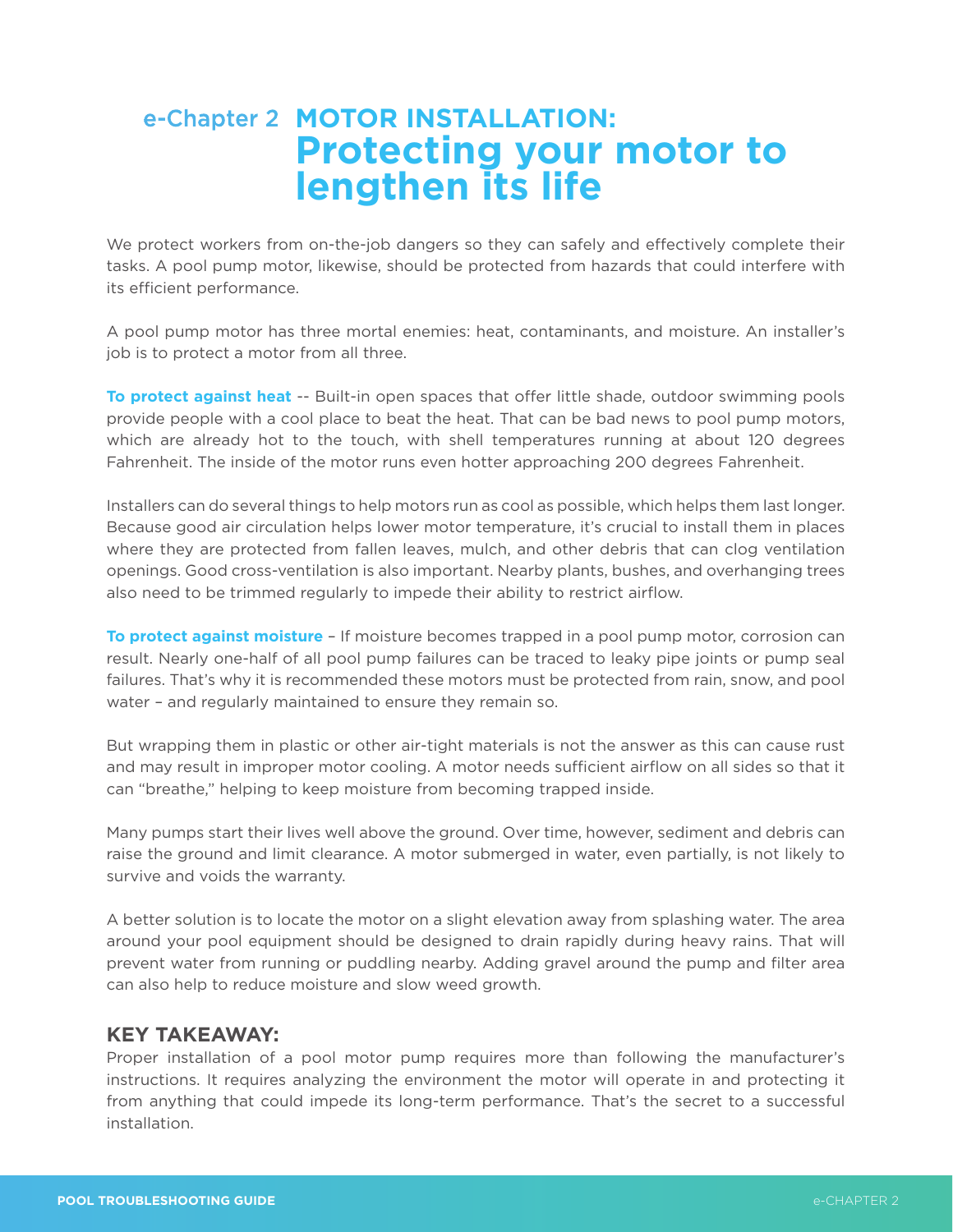# e-Chapter 2 MOTOR INSTALLATION: Protecting your motor to lengthen its life

We protect workers from on-the-job dangers so they can safely and effectively complete their tasks. A pool pump motor, likewise, should be protected from hazards that could interfere with its efficient performance.

A pool pump motor has three mortal enemies: heat, contaminants, and moisture. An installer's job is to protect a motor from all three.

**To protect against heat** -- Built-in open spaces that offer little shade, outdoor swimming pools provide people with a cool place to beat the heat. That can be bad news to pool pump motors, which are already hot to the touch, with shell temperatures running at about 120 degrees Fahrenheit. The inside of the motor runs even hotter approaching 200 degrees Fahrenheit.

Installers can do several things to help motors run as cool as possible, which helps them last longer. Because good air circulation helps lower motor temperature, it's crucial to install them in places where they are protected from fallen leaves, mulch, and other debris that can clog ventilation openings. Good cross-ventilation is also important. Nearby plants, bushes, and overhanging trees also need to be trimmed regularly to impede their ability to restrict airflow.

**To protect against moisture** – If moisture becomes trapped in a pool pump motor, corrosion can result. Nearly one-half of all pool pump failures can be traced to leaky pipe joints or pump seal failures. That's why it is recommended these motors must be protected from rain, snow, and pool water – and regularly maintained to ensure they remain so.

But wrapping them in plastic or other air-tight materials is not the answer as this can cause rust and may result in improper motor cooling. A motor needs sufficient airflow on all sides so that it can "breathe," helping to keep moisture from becoming trapped inside.

Many pumps start their lives well above the ground. Over time, however, sediment and debris can raise the ground and limit clearance. A motor submerged in water, even partially, is not likely to survive and voids the warranty.

A better solution is to locate the motor on a slight elevation away from splashing water. The area around your pool equipment should be designed to drain rapidly during heavy rains. That will prevent water from running or puddling nearby. Adding gravel around the pump and filter area can also help to reduce moisture and slow weed growth.

## KEY TAKEAWAY:

Proper installation of a pool motor pump requires more than following the manufacturer's instructions. It requires analyzing the environment the motor will operate in and protecting it from anything that could impede its long-term performance. That's the secret to a successful installation.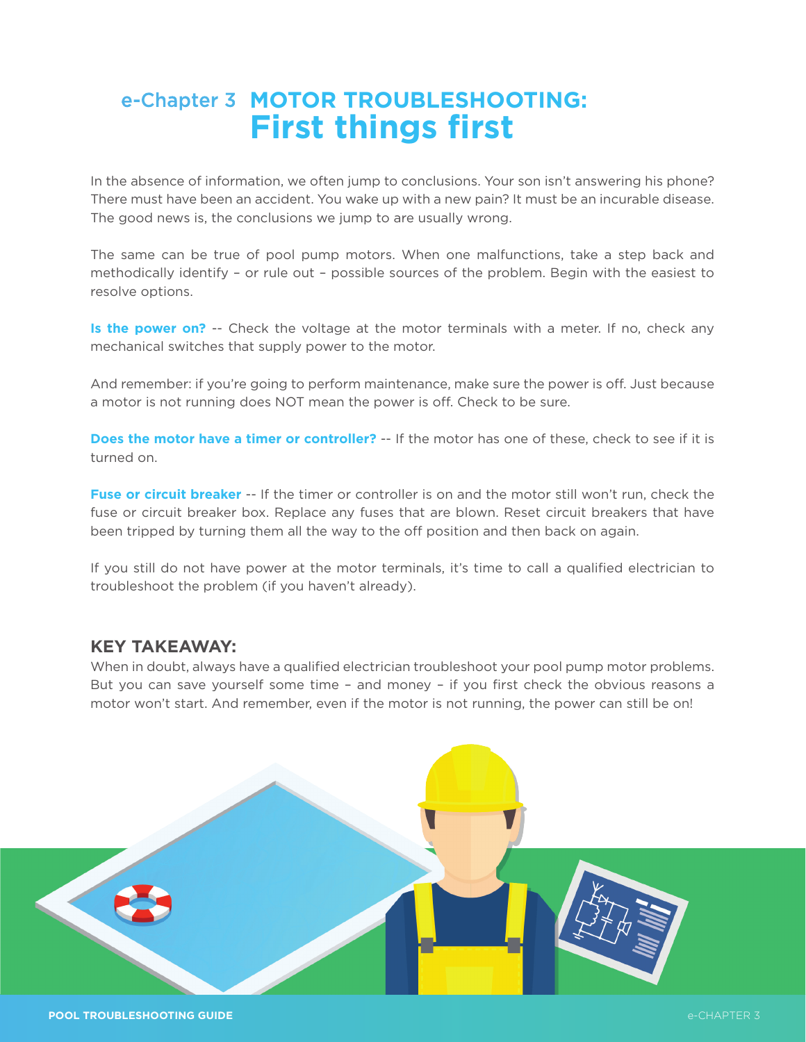# e-Chapter 3 MOTOR TROUBLESHOOTING: First things first

In the absence of information, we often jump to conclusions. Your son isn't answering his phone? There must have been an accident. You wake up with a new pain? It must be an incurable disease. The good news is, the conclusions we jump to are usually wrong.

The same can be true of pool pump motors. When one malfunctions, take a step back and methodically identify – or rule out – possible sources of the problem. Begin with the easiest to resolve options.

**Is the power on?** -- Check the voltage at the motor terminals with a meter. If no, check any mechanical switches that supply power to the motor.

And remember: if you're going to perform maintenance, make sure the power is off. Just because a motor is not running does NOT mean the power is off. Check to be sure.

**Does the motor have a timer or controller?** -- If the motor has one of these, check to see if it is turned on.

**Fuse or circuit breaker** -- If the timer or controller is on and the motor still won't run, check the fuse or circuit breaker box. Replace any fuses that are blown. Reset circuit breakers that have been tripped by turning them all the way to the off position and then back on again.

If you still do not have power at the motor terminals, it's time to call a qualified electrician to troubleshoot the problem (if you haven't already).

### KEY TAKEAWAY:

When in doubt, always have a qualified electrician troubleshoot your pool pump motor problems. But you can save yourself some time – and money – if you first check the obvious reasons a motor won't start. And remember, even if the motor is not running, the power can still be on!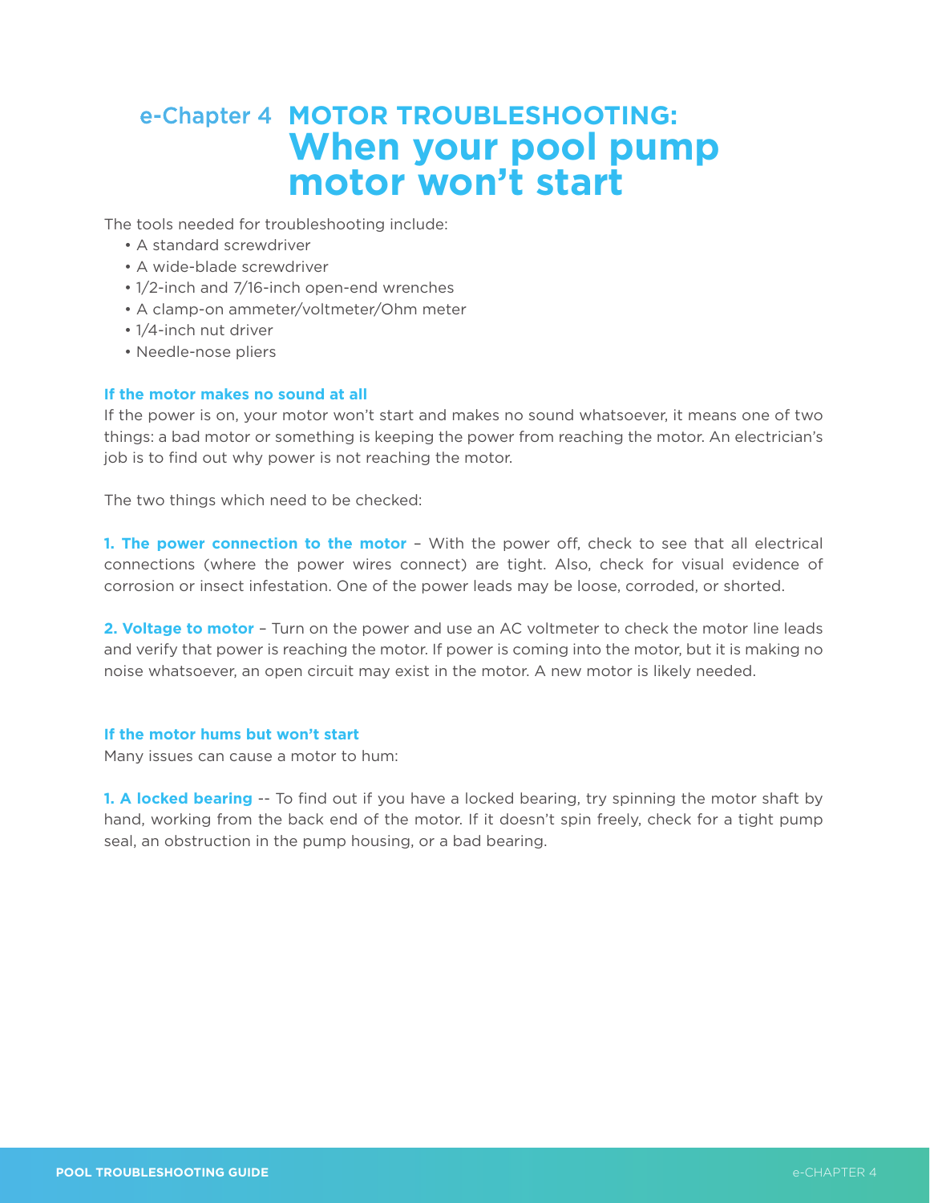# e-Chapter 4 MOTOR TROUBLESHOOTING: When your pool pump motor won't start

The tools needed for troubleshooting include:

- A standard screwdriver
- A wide-blade screwdriver
- 1/2-inch and 7/16-inch open-end wrenches
- A clamp-on ammeter/voltmeter/Ohm meter
- 1/4-inch nut driver
- Needle-nose pliers

### If the motor makes no sound at all

If the power is on, your motor won't start and makes no sound whatsoever, it means one of two things: a bad motor or something is keeping the power from reaching the motor. An electrician's job is to find out why power is not reaching the motor.

The two things which need to be checked:

**1. The power connection to the motor** – With the power off, check to see that all electrical connections (where the power wires connect) are tight. Also, check for visual evidence of corrosion or insect infestation. One of the power leads may be loose, corroded, or shorted.

**2. Voltage to motor** – Turn on the power and use an AC voltmeter to check the motor line leads and verify that power is reaching the motor. If power is coming into the motor, but it is making no noise whatsoever, an open circuit may exist in the motor. A new motor is likely needed.

### If the motor hums but won't start

Many issues can cause a motor to hum:

**1. A locked bearing** -- To find out if you have a locked bearing, try spinning the motor shaft by hand, working from the back end of the motor. If it doesn't spin freely, check for a tight pump seal, an obstruction in the pump housing, or a bad bearing.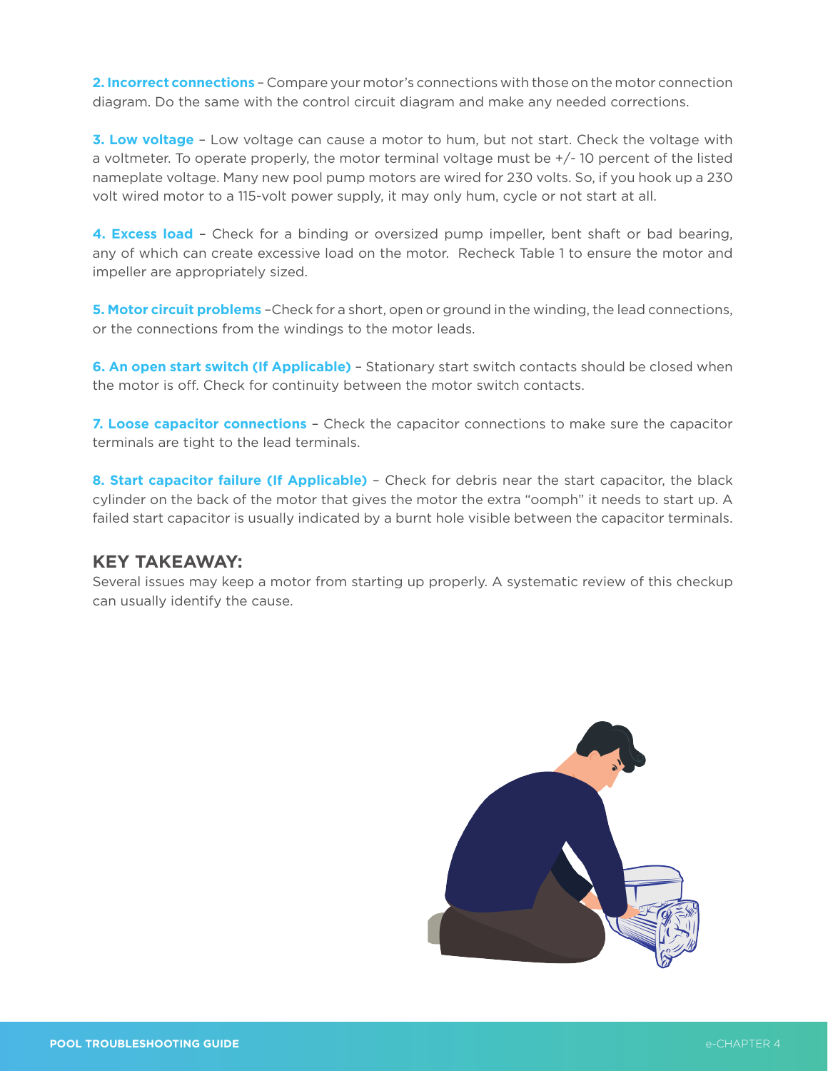**2. Incorrect connections** – Compare your motor's connections with those on the motor connection diagram. Do the same with the control circuit diagram and make any needed corrections.

**3. Low voltage** – Low voltage can cause a motor to hum, but not start. Check the voltage with a voltmeter. To operate properly, the motor terminal voltage must be +/- 10 percent of the listed nameplate voltage. Many new pool pump motors are wired for 230 volts. So, if you hook up a 230 volt wired motor to a 115-volt power supply, it may only hum, cycle or not start at all.

**4. Excess load** – Check for a binding or oversized pump impeller, bent shaft or bad bearing, any of which can create excessive load on the motor. Recheck Table 1 to ensure the motor and impeller are appropriately sized.

**5. Motor circuit problems** –Check for a short, open or ground in the winding, the lead connections, or the connections from the windings to the motor leads.

**6. An open start switch (If Applicable)** – Stationary start switch contacts should be closed when the motor is off. Check for continuity between the motor switch contacts.

**7. Loose capacitor connections** – Check the capacitor connections to make sure the capacitor terminals are tight to the lead terminals.

**8. Start capacitor failure (If Applicable)** – Check for debris near the start capacitor, the black cylinder on the back of the motor that gives the motor the extra "oomph" it needs to start up. A failed start capacitor is usually indicated by a burnt hole visible between the capacitor terminals.

### KEY TAKEAWAY:

Several issues may keep a motor from starting up properly. A systematic review of this checkup can usually identify the cause.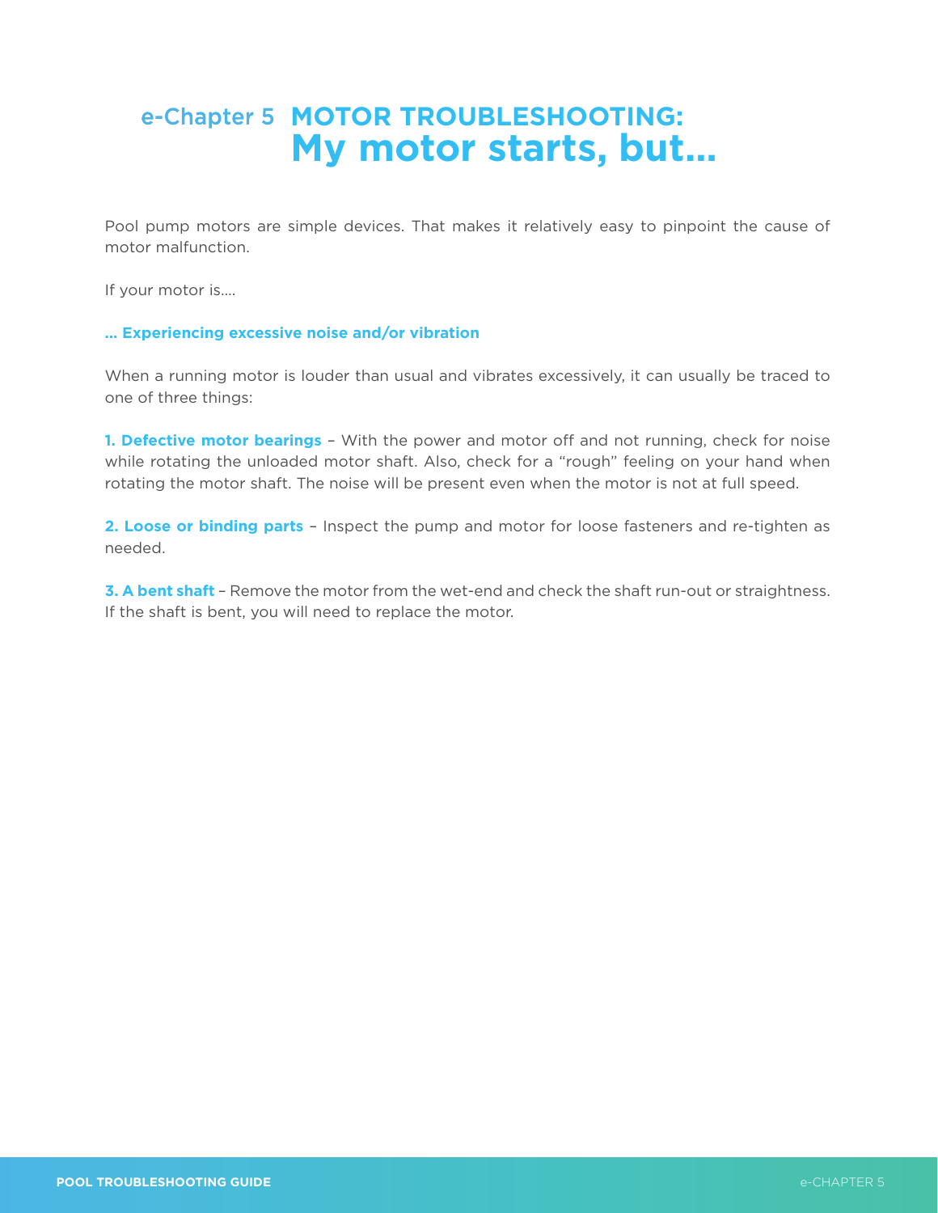# e-Chapter 5 MOTOR TROUBLESHOOTING: My motor starts, but...

Pool pump motors are simple devices. That makes it relatively easy to pinpoint the cause of motor malfunction.

If your motor is....

**... Experiencing excessive noise and/or vibration**

When a running motor is louder than usual and vibrates excessively, it can usually be traced to one of three things:

**1. Defective motor bearings** – With the power and motor off and not running, check for noise while rotating the unloaded motor shaft. Also, check for a "rough" feeling on your hand when rotating the motor shaft. The noise will be present even when the motor is not at full speed.

**2. Loose or binding parts** – Inspect the pump and motor for loose fasteners and re-tighten as needed.

**3. A bent shaft** – Remove the motor from the wet-end and check the shaft run-out or straightness. If the shaft is bent, you will need to replace the motor.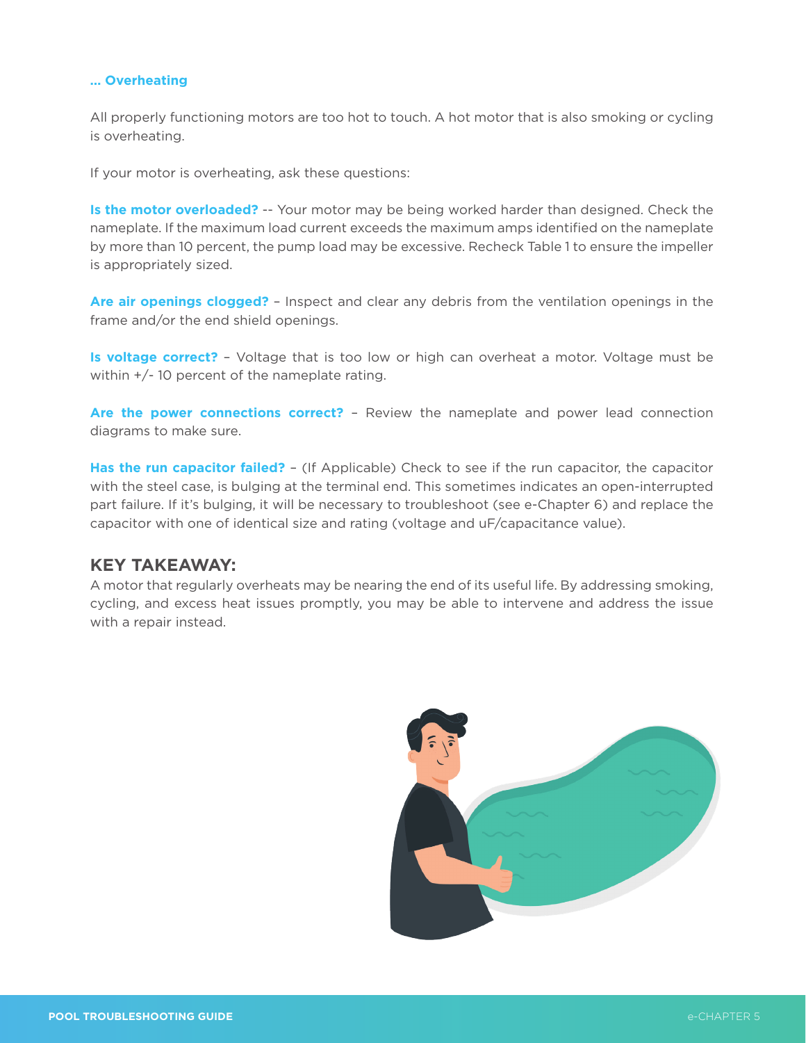### ... Overheating

All properly functioning motors are too hot to touch. A hot motor that is also smoking or cycling is overheating.

If your motor is overheating, ask these questions:

**Is the motor overloaded?** -- Your motor may be being worked harder than designed. Check the nameplate. If the maximum load current exceeds the maximum amps identified on the nameplate by more than 10 percent, the pump load may be excessive. Recheck Table 1 to ensure the impeller is appropriately sized.

**Are air openings clogged?** – Inspect and clear any debris from the ventilation openings in the frame and/or the end shield openings.

**Is voltage correct?** – Voltage that is too low or high can overheat a motor. Voltage must be within +/- 10 percent of the nameplate rating.

**Are the power connections correct?** – Review the nameplate and power lead connection diagrams to make sure.

**Has the run capacitor failed?** – (If Applicable) Check to see if the run capacitor, the capacitor with the steel case, is bulging at the terminal end. This sometimes indicates an open-interrupted part failure. If it's bulging, it will be necessary to troubleshoot (see e-Chapter 6) and replace the capacitor with one of identical size and rating (voltage and uF/capacitance value).

## KEY TAKEAWAY:

A motor that regularly overheats may be nearing the end of its useful life. By addressing smoking, cycling, and excess heat issues promptly, you may be able to intervene and address the issue with a repair instead.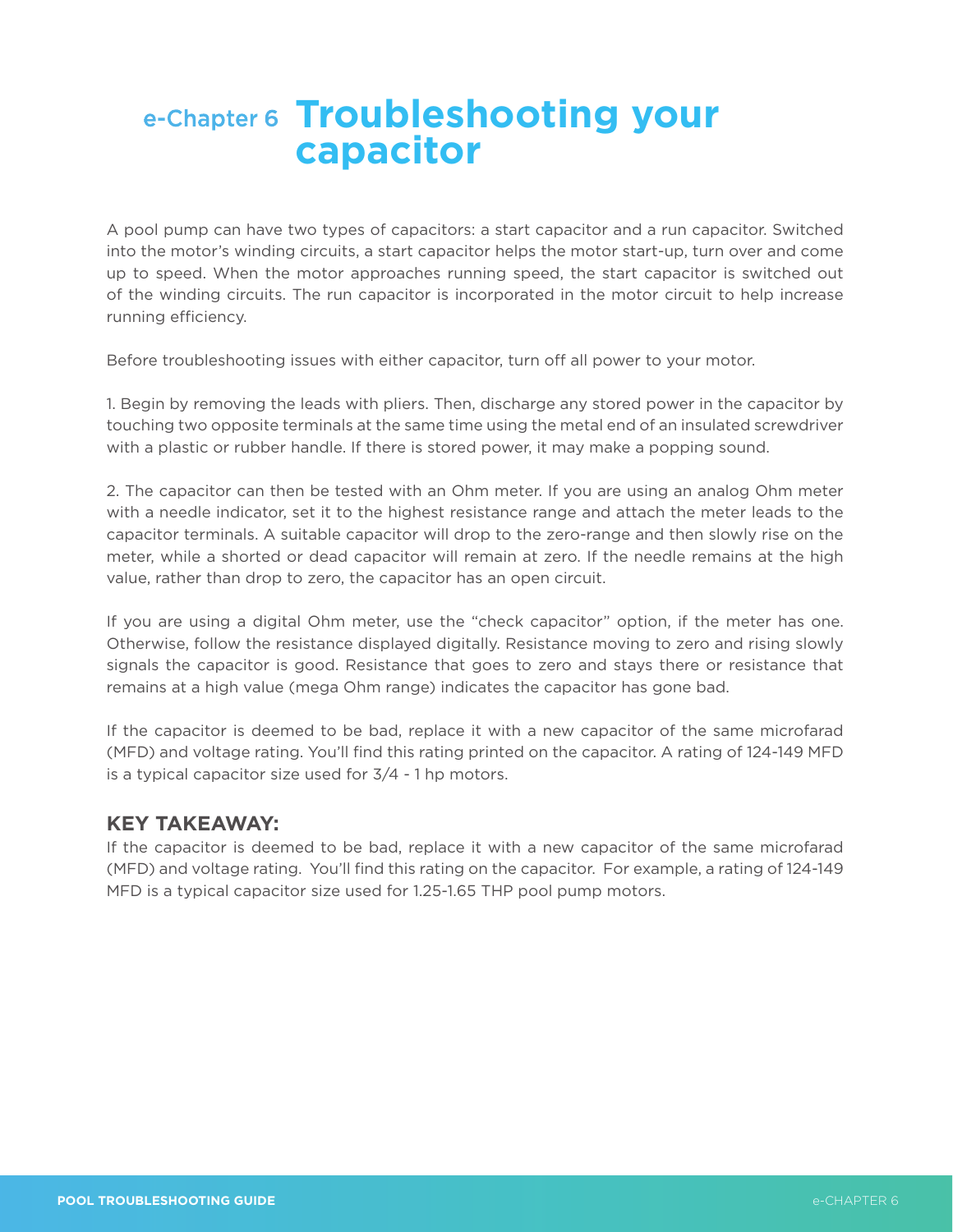# e-Chapter 6 Troubleshooting your capacitor

A pool pump can have two types of capacitors: a start capacitor and a run capacitor. Switched into the motor's winding circuits, a start capacitor helps the motor start-up, turn over and come up to speed. When the motor approaches running speed, the start capacitor is switched out of the winding circuits. The run capacitor is incorporated in the motor circuit to help increase running efficiency.

Before troubleshooting issues with either capacitor, turn off all power to your motor.

1. Begin by removing the leads with pliers. Then, discharge any stored power in the capacitor by touching two opposite terminals at the same time using the metal end of an insulated screwdriver with a plastic or rubber handle. If there is stored power, it may make a popping sound.

2. The capacitor can then be tested with an Ohm meter. If you are using an analog Ohm meter with a needle indicator, set it to the highest resistance range and attach the meter leads to the capacitor terminals. A suitable capacitor will drop to the zero-range and then slowly rise on the meter, while a shorted or dead capacitor will remain at zero. If the needle remains at the high value, rather than drop to zero, the capacitor has an open circuit.

If you are using a digital Ohm meter, use the "check capacitor" option, if the meter has one. Otherwise, follow the resistance displayed digitally. Resistance moving to zero and rising slowly signals the capacitor is good. Resistance that goes to zero and stays there or resistance that remains at a high value (mega Ohm range) indicates the capacitor has gone bad.

If the capacitor is deemed to be bad, replace it with a new capacitor of the same microfarad (MFD) and voltage rating. You'll find this rating printed on the capacitor. A rating of 124-149 MFD is a typical capacitor size used for 3/4 - 1 hp motors.

## KEY TAKEAWAY:

If the capacitor is deemed to be bad, replace it with a new capacitor of the same microfarad (MFD) and voltage rating. You'll find this rating on the capacitor. For example, a rating of 124-149 MFD is a typical capacitor size used for 1.25-1.65 THP pool pump motors.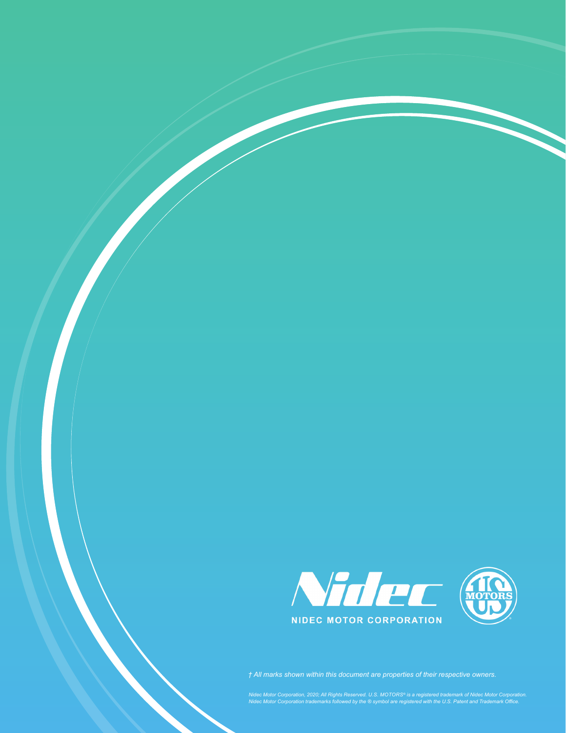NIDEC MOTOR CORPORATION

*† All marks shown within this document are properties of their respective owners.*

*Nidec Motor Corporation, 2020; All Rights Reserved. U.S. MOTORS® is a registered trademark of Nidec Motor Corporation. Nidec Motor Corporation trademarks followed by the ® symbol are registered with the U.S. Patent and Trademark Office.*